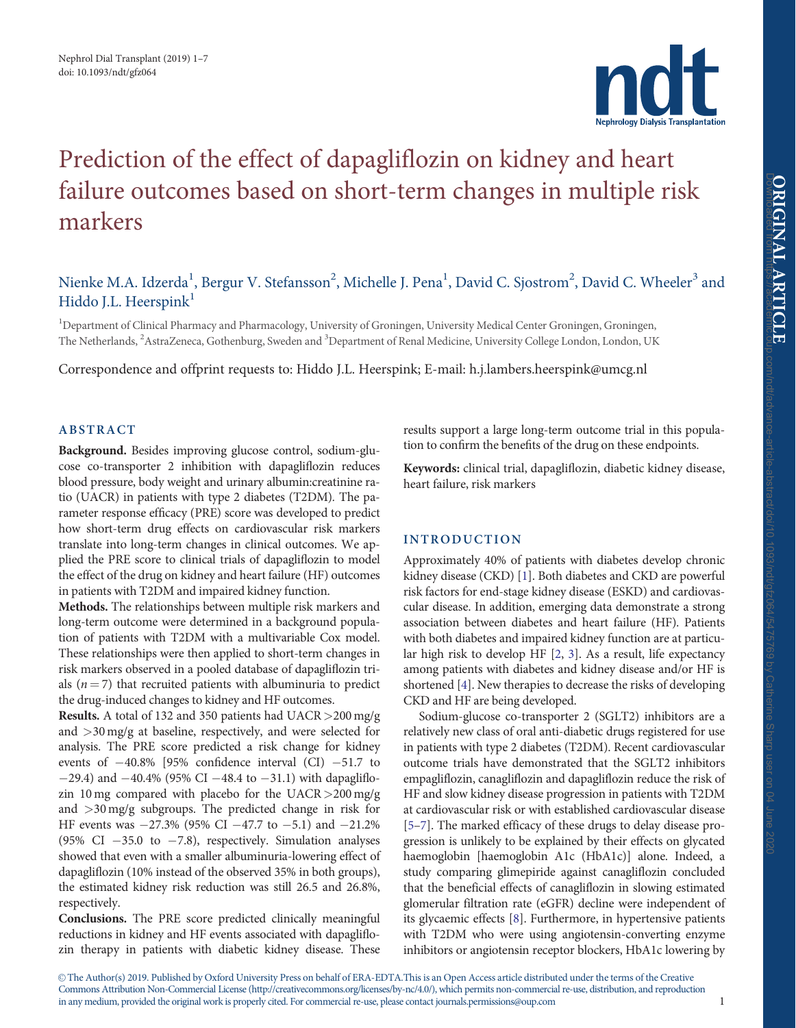# Prediction of the effect of dapagliflozin on kidney and heart failure outcomes based on short-term changes in multiple risk markers

Nienke M.A. Idzerda[1], Bergur V. Stefansson[2], Michelle J. Pena[1], David C. Sjostrom[2], David C. Wheeler[3] and Hiddo J.L. Heerspink[1]

[1]Department of Clinical Pharmacy and Pharmacology, University of Groningen, University Medical Center Groningen, Groningen, The Netherlands, [2]AstraZeneca, Gothenburg, Sweden and [3]Department of Renal Medicine, University College London, London, UK

Correspondence and offprint requests to: Hiddo J.L. Heerspink; E-mail: h.j.lambers.heerspink@umcg.nl

## ABSTRACT

**Background.** Besides improving glucose control, sodium-glucose co-transporter 2 inhibition with dapagliflozin reduces blood pressure, body weight and urinary albumin:creatinine ratio (UACR) in patients with type 2 diabetes (T2DM). The parameter response efficacy (PRE) score was developed to predict how short-term drug effects on cardiovascular risk markers translate into long-term changes in clinical outcomes. We applied the PRE score to clinical trials of dapagliflozin to model the effect of the drug on kidney and heart failure (HF) outcomes in patients with T2DM and impaired kidney function.

**Methods.** The relationships between multiple risk markers and long-term outcome were determined in a background population of patients with T2DM with a multivariable Cox model. These relationships were then applied to short-term changes in risk markers observed in a pooled database of dapagliflozin trials ($n = 7$) that recruited patients with albuminuria to predict the drug-induced changes to kidney and HF outcomes.

**Results.** A total of 132 and 350 patients had UACR >200 mg/g and >30 mg/g at baseline, respectively, and were selected for analysis. The PRE score predicted a risk change for kidney events of −40.8% [95% confidence interval (CI) −51.7 to −29.4) and −40.4% (95% CI −48.4 to −31.1) with dapagliflozin 10 mg compared with placebo for the UACR >200 mg/g and >30 mg/g subgroups. The predicted change in risk for HF events was −27.3% (95% CI −47.7 to −5.1) and −21.2% (95% CI −35.0 to −7.8), respectively. Simulation analyses showed that even with a smaller albuminuria-lowering effect of dapagliflozin (10% instead of the observed 35% in both groups), the estimated kidney risk reduction was still 26.5 and 26.8%, respectively.

**Conclusions.** The PRE score predicted clinically meaningful reductions in kidney and HF events associated with dapagliflozin therapy in patients with diabetic kidney disease. These results support a large long-term outcome trial in this population to confirm the benefits of the drug on these endpoints.

**Keywords:** clinical trial, dapagliflozin, diabetic kidney disease, heart failure, risk markers

## INTRODUCTION

Approximately 40% of patients with diabetes develop chronic kidney disease (CKD) [1]. Both diabetes and CKD are powerful risk factors for end-stage kidney disease (ESKD) and cardiovascular disease. In addition, emerging data demonstrate a strong association between diabetes and heart failure (HF). Patients with both diabetes and impaired kidney function are at particular high risk to develop HF [2, 3]. As a result, life expectancy among patients with diabetes and kidney disease and/or HF is shortened [4]. New therapies to decrease the risks of developing CKD and HF are being developed.

Sodium-glucose co-transporter 2 (SGLT2) inhibitors are a relatively new class of oral anti-diabetic drugs registered for use in patients with type 2 diabetes (T2DM). Recent cardiovascular outcome trials have demonstrated that the SGLT2 inhibitors empagliflozin, canagliflozin and dapagliflozin reduce the risk of HF and slow kidney disease progression in patients with T2DM at cardiovascular risk or with established cardiovascular disease [5–7]. The marked efficacy of these drugs to delay disease progression is unlikely to be explained by their effects on glycated haemoglobin [haemoglobin A1c (HbA1c)] alone. Indeed, a study comparing glimepiride against canagliflozin concluded that the beneficial effects of canagliflozin in slowing estimated glomerular filtration rate (eGFR) decline were independent of its glycaemic effects [8]. Furthermore, in hypertensive patients with T2DM who were using angiotensin-converting enzyme inhibitors or angiotensin receptor blockers, HbA1c lowering by

© The Author(s) 2019. Published by Oxford University Press on behalf of ERA-EDTA. This is an Open Access article distributed under the terms of the Creative Commons Attribution Non-Commercial License (http://creativecommons.org/licenses/by-nc/4.0/), which permits non-commercial re-use, distribution, and reproduction in any medium, provided the original work is properly cited. For commercial re-use, please contact journals.permissions@oup.com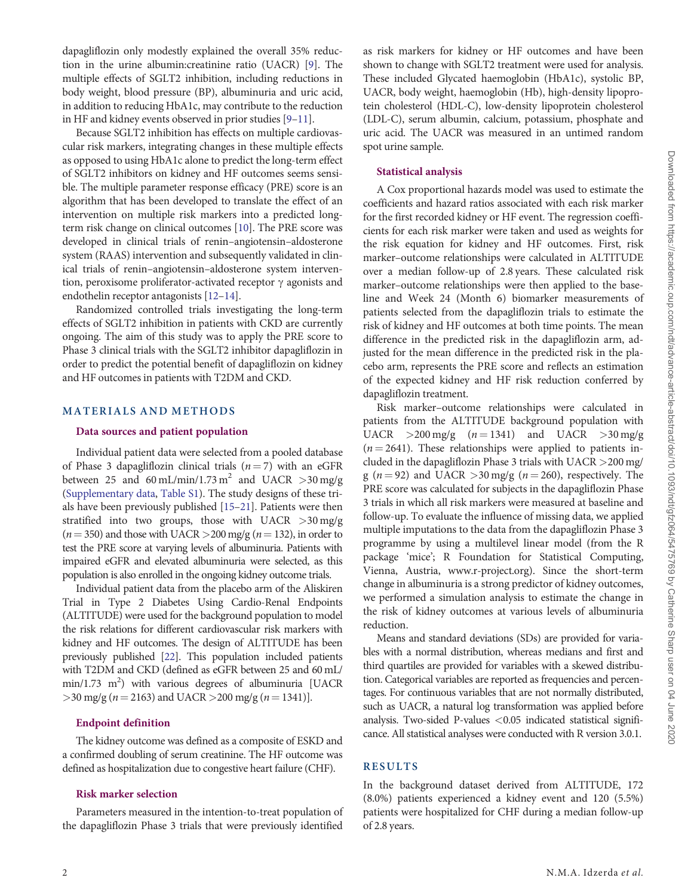dapagliflozin only modestly explained the overall 35% reduction in the urine albumin:creatinine ratio (UACR) [9]. The multiple effects of SGLT2 inhibition, including reductions in body weight, blood pressure (BP), albuminuria and uric acid, in addition to reducing HbA1c, may contribute to the reduction in HF and kidney events observed in prior studies [9–11].

Because SGLT2 inhibition has effects on multiple cardiovascular risk markers, integrating changes in these multiple effects as opposed to using HbA1c alone to predict the long-term effect of SGLT2 inhibitors on kidney and HF outcomes seems sensible. The multiple parameter response efficacy (PRE) score is an algorithm that has been developed to translate the effect of an intervention on multiple risk markers into a predicted long-term risk change on clinical outcomes [10]. The PRE score was developed in clinical trials of renin–angiotensin–aldosterone system (RAAS) intervention and subsequently validated in clinical trials of renin–angiotensin–aldosterone system intervention, peroxisome proliferator-activated receptor γ agonists and endothelin receptor antagonists [12–14].

Randomized controlled trials investigating the long-term effects of SGLT2 inhibition in patients with CKD are currently ongoing. The aim of this study was to apply the PRE score to Phase 3 clinical trials with the SGLT2 inhibitor dapagliflozin in order to predict the potential benefit of dapagliflozin on kidney and HF outcomes in patients with T2DM and CKD.

## MATERIALS AND METHODS

### Data sources and patient population

Individual patient data were selected from a pooled database of Phase 3 dapagliflozin clinical trials ($n = 7$) with an eGFR between 25 and 60 mL/min/1.73 $m^2$ and UACR >30 mg/g (Supplementary data, Table S1). The study designs of these trials have been previously published [15–21]. Patients were then stratified into two groups, those with UACR >30 mg/g ($n = 350$) and those with UACR >200 mg/g ($n = 132$), in order to test the PRE score at varying levels of albuminuria. Patients with impaired eGFR and elevated albuminuria were selected, as this population is also enrolled in the ongoing kidney outcome trials.

Individual patient data from the placebo arm of the Aliskiren Trial in Type 2 Diabetes Using Cardio-Renal Endpoints (ALTITUDE) were used for the background population to model the risk relations for different cardiovascular risk markers with kidney and HF outcomes. The design of ALTITUDE has been previously published [22]. This population included patients with T2DM and CKD (defined as eGFR between 25 and 60 mL/min/1.73 $m^2$) with various degrees of albuminuria [UACR >30 mg/g ($n = 2163$) and UACR >200 mg/g ($n = 1341$)].

### Endpoint definition

The kidney outcome was defined as a composite of ESKD and a confirmed doubling of serum creatinine. The HF outcome was defined as hospitalization due to congestive heart failure (CHF).

### Risk marker selection

Parameters measured in the intention-to-treat population of the dapagliflozin Phase 3 trials that were previously identified as risk markers for kidney or HF outcomes and have been shown to change with SGLT2 treatment were used for analysis. These included Glycated haemoglobin (HbA1c), systolic BP, UACR, body weight, haemoglobin (Hb), high-density lipoprotein cholesterol (HDL-C), low-density lipoprotein cholesterol (LDL-C), serum albumin, calcium, potassium, phosphate and uric acid. The UACR was measured in an untimed random spot urine sample.

### Statistical analysis

A Cox proportional hazards model was used to estimate the coefficients and hazard ratios associated with each risk marker for the first recorded kidney or HF event. The regression coefficients for each risk marker were taken and used as weights for the risk equation for kidney and HF outcomes. First, risk marker–outcome relationships were calculated in ALTITUDE over a median follow-up of 2.8 years. These calculated risk marker–outcome relationships were then applied to the baseline and Week 24 (Month 6) biomarker measurements of patients selected from the dapagliflozin trials to estimate the risk of kidney and HF outcomes at both time points. The mean difference in the predicted risk in the dapagliflozin arm, adjusted for the mean difference in the predicted risk in the placebo arm, represents the PRE score and reflects an estimation of the expected kidney and HF risk reduction conferred by dapagliflozin treatment.

Risk marker–outcome relationships were calculated in patients from the ALTITUDE background population with UACR >200 mg/g ($n = 1341$) and UACR >30 mg/g ($n = 2641$). These relationships were applied to patients included in the dapagliflozin Phase 3 trials with UACR >200 mg/g ($n = 92$) and UACR >30 mg/g ($n = 260$), respectively. The PRE score was calculated for subjects in the dapagliflozin Phase 3 trials in which all risk markers were measured at baseline and follow-up. To evaluate the influence of missing data, we applied multiple imputations to the data from the dapagliflozin Phase 3 programme by using a multilevel linear model (from the R package 'mice'; R Foundation for Statistical Computing, Vienna, Austria, www.r-project.org). Since the short-term change in albuminuria is a strong predictor of kidney outcomes, we performed a simulation analysis to estimate the change in the risk of kidney outcomes at various levels of albuminuria reduction.

Means and standard deviations (SDs) are provided for variables with a normal distribution, whereas medians and first and third quartiles are provided for variables with a skewed distribution. Categorical variables are reported as frequencies and percentages. For continuous variables that are not normally distributed, such as UACR, a natural log transformation was applied before analysis. Two-sided P-values <0.05 indicated statistical significance. All statistical analyses were conducted with R version 3.0.1.

## RESULTS

In the background dataset derived from ALTITUDE, 172 (8.0%) patients experienced a kidney event and 120 (5.5%) patients were hospitalized for CHF during a median follow-up of 2.8 years.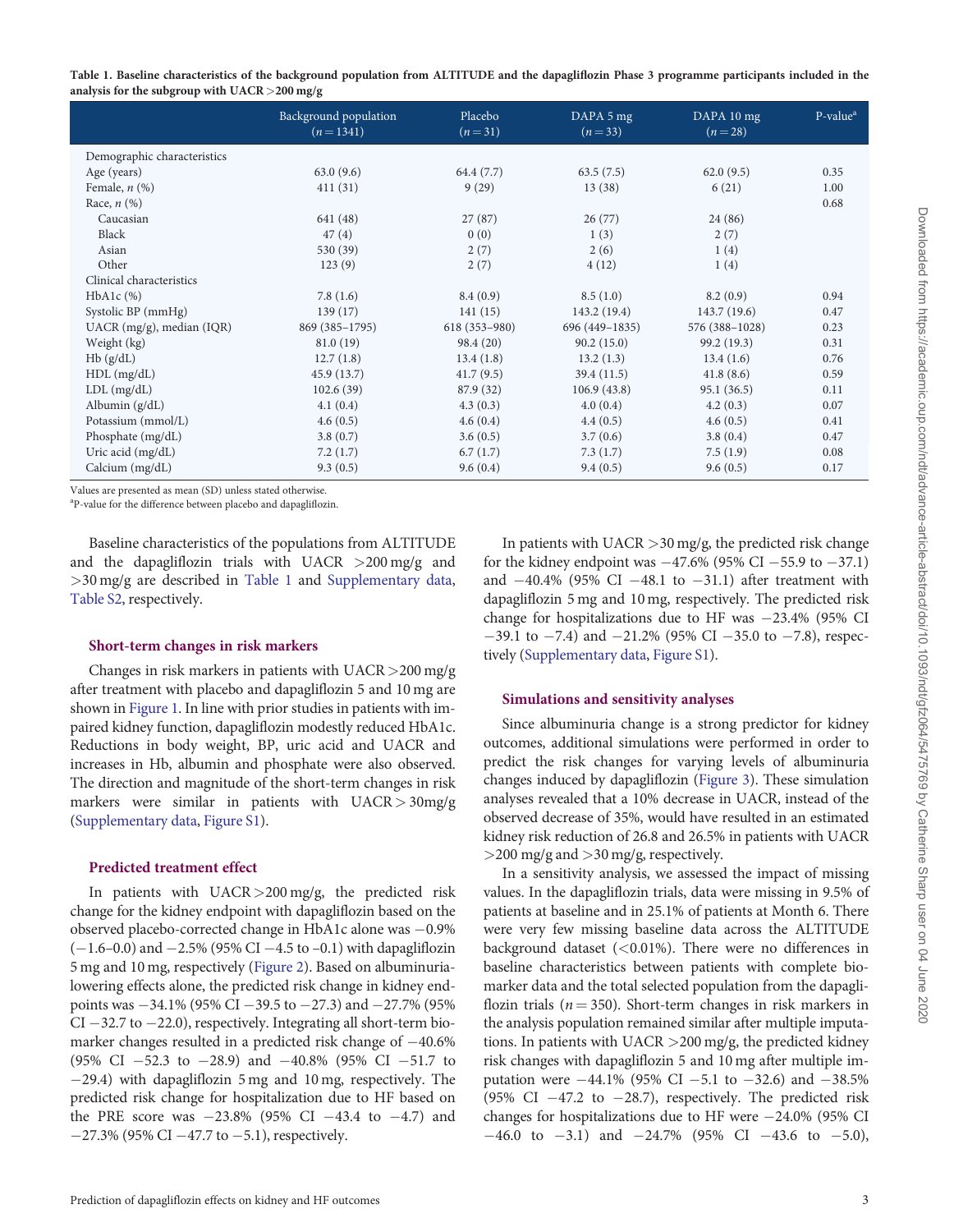**Table 1. Baseline characteristics of the background population from ALTITUDE and the dapagliflozin Phase 3 programme participants included in the analysis for the subgroup with UACR >200 mg/g**

| | Background population (n = 1341) | Placebo (n = 31) | DAPA 5 mg (n = 33) | DAPA 10 mg (n = 28) | P-value[a] |
|---|---|---|---|---|---|
| Demographic characteristics | | | | | |
| Age (years) | 63.0 (9.6) | 64.4 (7.7) | 63.5 (7.5) | 62.0 (9.5) | 0.35 |
| Female, n (%) | 411 (31) | 9 (29) | 13 (38) | 6 (21) | 1.00 |
| Race, n (%) | | | | | 0.68 |
| Caucasian | 641 (48) | 27 (87) | 26 (77) | 24 (86) | |
| Black | 47 (4) | 0 (0) | 1 (3) | 2 (7) | |
| Asian | 530 (39) | 2 (7) | 2 (6) | 1 (4) | |
| Other | 123 (9) | 2 (7) | 4 (12) | 1 (4) | |
| Clinical characteristics | | | | | |
| HbA1c (%) | 7.8 (1.6) | 8.4 (0.9) | 8.5 (1.0) | 8.2 (0.9) | 0.94 |
| Systolic BP (mmHg) | 139 (17) | 141 (15) | 143.2 (19.4) | 143.7 (19.6) | 0.47 |
| UACR (mg/g), median (IQR) | 869 (385–1795) | 618 (353–980) | 696 (449–1835) | 576 (388–1028) | 0.23 |
| Weight (kg) | 81.0 (19) | 98.4 (20) | 90.2 (15.0) | 99.2 (19.3) | 0.31 |
| Hb (g/dL) | 12.7 (1.8) | 13.4 (1.8) | 13.2 (1.3) | 13.4 (1.6) | 0.76 |
| HDL (mg/dL) | 45.9 (13.7) | 41.7 (9.5) | 39.4 (11.5) | 41.8 (8.6) | 0.59 |
| LDL (mg/dL) | 102.6 (39) | 87.9 (32) | 106.9 (43.8) | 95.1 (36.5) | 0.11 |
| Albumin (g/dL) | 4.1 (0.4) | 4.3 (0.3) | 4.0 (0.4) | 4.2 (0.3) | 0.07 |
| Potassium (mmol/L) | 4.6 (0.5) | 4.6 (0.4) | 4.4 (0.5) | 4.6 (0.5) | 0.41 |
| Phosphate (mg/dL) | 3.8 (0.7) | 3.6 (0.5) | 3.7 (0.6) | 3.8 (0.4) | 0.47 |
| Uric acid (mg/dL) | 7.2 (1.7) | 6.7 (1.7) | 7.3 (1.7) | 7.5 (1.9) | 0.08 |
| Calcium (mg/dL) | 9.3 (0.5) | 9.6 (0.4) | 9.4 (0.5) | 9.6 (0.5) | 0.17 |

Values are presented as mean (SD) unless stated otherwise.
[a]P-value for the difference between placebo and dapagliflozin.

Baseline characteristics of the populations from ALTITUDE and the dapagliflozin trials with UACR >200 mg/g and >30 mg/g are described in Table 1 and Supplementary data, Table S2, respectively.

### Short-term changes in risk markers

Changes in risk markers in patients with UACR >200 mg/g after treatment with placebo and dapagliflozin 5 and 10 mg are shown in Figure 1. In line with prior studies in patients with impaired kidney function, dapagliflozin modestly reduced HbA1c. Reductions in body weight, BP, uric acid and UACR and increases in Hb, albumin and phosphate were also observed. The direction and magnitude of the short-term changes in risk markers were similar in patients with UACR > 30mg/g (Supplementary data, Figure S1).

### Predicted treatment effect

In patients with UACR >200 mg/g, the predicted risk change for the kidney endpoint with dapagliflozin based on the observed placebo-corrected change in HbA1c alone was −0.9% (−1.6–0.0) and −2.5% (95% CI −4.5 to –0.1) with dapagliflozin 5 mg and 10 mg, respectively (Figure 2). Based on albuminuria-lowering effects alone, the predicted risk change in kidney endpoints was −34.1% (95% CI −39.5 to −27.3) and −27.7% (95% CI −32.7 to −22.0), respectively. Integrating all short-term biomarker changes resulted in a predicted risk change of −40.6% (95% CI −52.3 to −28.9) and −40.8% (95% CI −51.7 to −29.4) with dapagliflozin 5 mg and 10 mg, respectively. The predicted risk change for hospitalization due to HF based on the PRE score was −23.8% (95% CI −43.4 to −4.7) and −27.3% (95% CI −47.7 to −5.1), respectively.

In patients with UACR >30 mg/g, the predicted risk change for the kidney endpoint was −47.6% (95% CI −55.9 to −37.1) and −40.4% (95% CI −48.1 to −31.1) after treatment with dapagliflozin 5 mg and 10 mg, respectively. The predicted risk change for hospitalizations due to HF was −23.4% (95% CI −39.1 to −7.4) and −21.2% (95% CI −35.0 to −7.8), respectively (Supplementary data, Figure S1).

### Simulations and sensitivity analyses

Since albuminuria change is a strong predictor for kidney outcomes, additional simulations were performed in order to predict the risk changes for varying levels of albuminuria changes induced by dapagliflozin (Figure 3). These simulation analyses revealed that a 10% decrease in UACR, instead of the observed decrease of 35%, would have resulted in an estimated kidney risk reduction of 26.8 and 26.5% in patients with UACR >200 mg/g and >30 mg/g, respectively.

In a sensitivity analysis, we assessed the impact of missing values. In the dapagliflozin trials, data were missing in 9.5% of patients at baseline and in 25.1% of patients at Month 6. There were very few missing baseline data across the ALTITUDE background dataset (<0.01%). There were no differences in baseline characteristics between patients with complete biomarker data and the total selected population from the dapagliflozin trials (n = 350). Short-term changes in risk markers in the analysis population remained similar after multiple imputations. In patients with UACR >200 mg/g, the predicted kidney risk changes with dapagliflozin 5 and 10 mg after multiple imputation were −44.1% (95% CI −5.1 to −32.6) and −38.5% (95% CI −47.2 to −28.7), respectively. The predicted risk changes for hospitalizations due to HF were −24.0% (95% CI −46.0 to −3.1) and −24.7% (95% CI −43.6 to −5.0),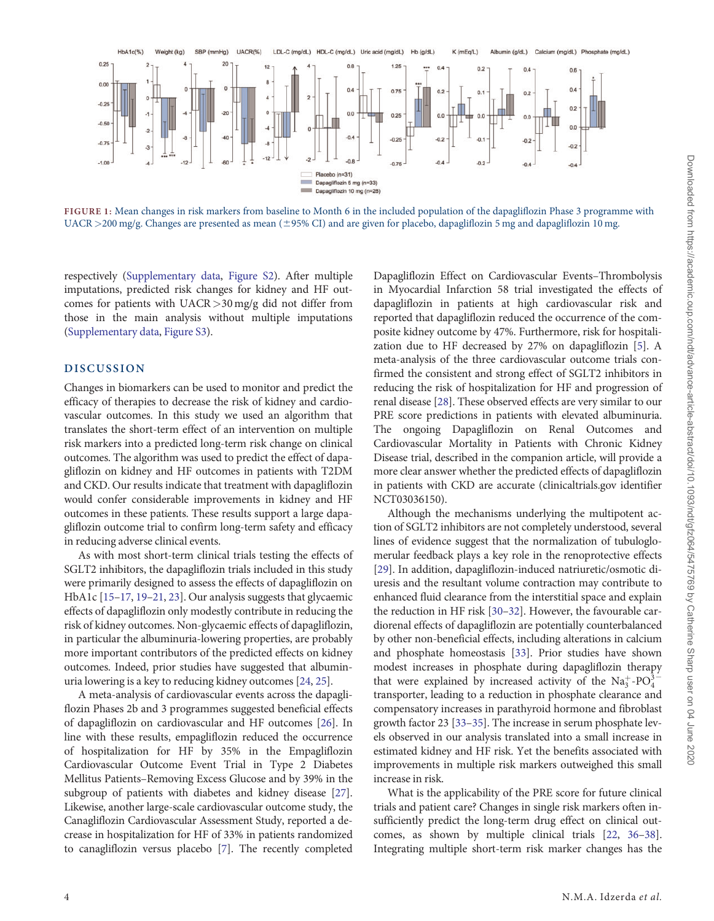FIGURE 1: Mean changes in risk markers from baseline to Month 6 in the included population of the dapagliflozin Phase 3 programme with UACR >200 mg/g. Changes are presented as mean (±95% CI) and are given for placebo, dapagliflozin 5 mg and dapagliflozin 10 mg.

respectively (Supplementary data, Figure S2). After multiple imputations, predicted risk changes for kidney and HF outcomes for patients with UACR >30 mg/g did not differ from those in the main analysis without multiple imputations (Supplementary data, Figure S3).

## DISCUSSION

Changes in biomarkers can be used to monitor and predict the efficacy of therapies to decrease the risk of kidney and cardiovascular outcomes. In this study we used an algorithm that translates the short-term effect of an intervention on multiple risk markers into a predicted long-term risk change on clinical outcomes. The algorithm was used to predict the effect of dapagliflozin on kidney and HF outcomes in patients with T2DM and CKD. Our results indicate that treatment with dapagliflozin would confer considerable improvements in kidney and HF outcomes in these patients. These results support a large dapagliflozin outcome trial to confirm long-term safety and efficacy in reducing adverse clinical events.

As with most short-term clinical trials testing the effects of SGLT2 inhibitors, the dapagliflozin trials included in this study were primarily designed to assess the effects of dapagliflozin on HbA1c [15–17, 19–21, 23]. Our analysis suggests that glycaemic effects of dapagliflozin only modestly contribute in reducing the risk of kidney outcomes. Non-glycaemic effects of dapagliflozin, in particular the albuminuria-lowering properties, are probably more important contributors of the predicted effects on kidney outcomes. Indeed, prior studies have suggested that albuminuria lowering is a key to reducing kidney outcomes [24, 25].

A meta-analysis of cardiovascular events across the dapagliflozin Phases 2b and 3 programmes suggested beneficial effects of dapagliflozin on cardiovascular and HF outcomes [26]. In line with these results, empagliflozin reduced the occurrence of hospitalization for HF by 35% in the Empagliflozin Cardiovascular Outcome Event Trial in Type 2 Diabetes Mellitus Patients–Removing Excess Glucose and by 39% in the subgroup of patients with diabetes and kidney disease [27]. Likewise, another large-scale cardiovascular outcome study, the Canagliflozin Cardiovascular Assessment Study, reported a decrease in hospitalization for HF of 33% in patients randomized to canagliflozin versus placebo [7]. The recently completed Dapagliflozin Effect on Cardiovascular Events–Thrombolysis in Myocardial Infarction 58 trial investigated the effects of dapagliflozin in patients at high cardiovascular risk and reported that dapagliflozin reduced the occurrence of the composite kidney outcome by 47%. Furthermore, risk for hospitalization due to HF decreased by 27% on dapagliflozin [5]. A meta-analysis of the three cardiovascular outcome trials confirmed the consistent and strong effect of SGLT2 inhibitors in reducing the risk of hospitalization for HF and progression of renal disease [28]. These observed effects are very similar to our PRE score predictions in patients with elevated albuminuria. The ongoing Dapagliflozin on Renal Outcomes and Cardiovascular Mortality in Patients with Chronic Kidney Disease trial, described in the companion article, will provide a more clear answer whether the predicted effects of dapagliflozin in patients with CKD are accurate (clinicaltrials.gov identifier NCT03036150).

Although the mechanisms underlying the multipotent action of SGLT2 inhibitors are not completely understood, several lines of evidence suggest that the normalization of tubuloglomerular feedback plays a key role in the renoprotective effects [29]. In addition, dapagliflozin-induced natriuretic/osmotic diuresis and the resultant volume contraction may contribute to enhanced fluid clearance from the interstitial space and explain the reduction in HF risk [30–32]. However, the favourable cardiorenal effects of dapagliflozin are potentially counterbalanced by other non-beneficial effects, including alterations in calcium and phosphate homeostasis [33]. Prior studies have shown modest increases in phosphate during dapagliflozin therapy that were explained by increased activity of the $Na_3^+$-$PO_4^{3-}$ transporter, leading to a reduction in phosphate clearance and compensatory increases in parathyroid hormone and fibroblast growth factor 23 [33–35]. The increase in serum phosphate levels observed in our analysis translated into a small increase in estimated kidney and HF risk. Yet the benefits associated with improvements in multiple risk markers outweighed this small increase in risk.

What is the applicability of the PRE score for future clinical trials and patient care? Changes in single risk markers often insufficiently predict the long-term drug effect on clinical outcomes, as shown by multiple clinical trials [22, 36–38]. Integrating multiple short-term risk marker changes has the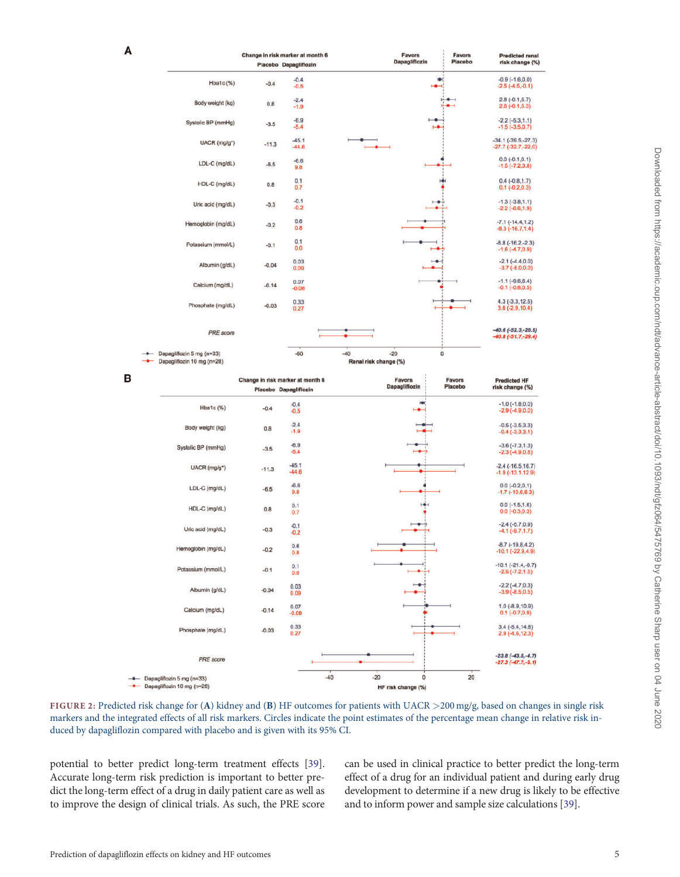**A**

| | Change in risk marker at month 6 Placebo | Dapagliflozin | Predicted renal risk change (%) |
|---|---|---|---|
| Hba1c (%) | -0.4 | -0.4 / -0.5 | -0.9 (-1.6,0.0) / -2.5 (-4.5,-0.1) |
| Body weight (kg) | 0.8 | -2.4 / -1.9 | 2.8 (-0.1,5.7) / 2.6 (-0.1,5.3) |
| Systolic BP (mmHg) | -3.5 | -6.9 / -5.4 | -2.2 (-5.3,1.1) / -1.5 (-3.5,0.7) |
| UACR (mg/g*) | -11.3 | -45.1 / -44.6 | -34.1 (-39.5,-27.3) / -27.7 (-32.7,-22.0) |
| LDL-C (mg/dL) | -6.5 | -6.6 / 9.8 | 0.0 (-0.1,0.1) / -1.5 (-7.2,3.8) |
| HDL-C (mg/dL) | 0.8 | 0.1 / 0.7 | 0.4 (-0.8,1.7) / 0.1 (-0.2,0.3) |
| Uric acid (mg/dL) | -0.3 | -0.1 / -0.2 | -1.3 (-3.8,1.1) / -2.2 (-6.6,1.9) |
| Hemoglobin (mg/dL) | -0.2 | 0.6 / 0.8 | -7.1 (-14.4,1.2) / -8.3 (-16.7,1.4) |
| Potassium (mmol/L) | -0.1 | 0.1 / 0.0 | -8.8 (-16.2,-2.3) / -1.6 (-4.7,0.9) |
| Albumin (g/dL) | -0.04 | 0.03 / 0.09 | -2.1 (-4.4,0.0) / -3.7 (-8.0,0.0) |
| Calcium (mg/dL) | -0.14 | 0.07 / -0.08 | -1.1 (-9.6,8.4) / -0.1 (-0.8,0.5) |
| Phosphate (mg/dL) | -0.03 | 0.33 / 0.27 | 4.3 (-3.3,12.5) / 3.6 (-2.9,10.4) |
| *PRE score* | | | *-40.6 (-52.3,-28.9)* / *-40.8 (-51.7,-29.4)* |

Dapagliflozin 5 mg (n=33); Dapagliflozin 10 mg (n=28). Renal risk change (%): Favors Dapagliflozin / Favors Placebo.

**B**

| | Change in risk marker at month 6 Placebo | Dapagliflozin | Predicted HF risk change (%) |
|---|---|---|---|
| Hba1c (%) | -0.4 | -0.4 / -0.5 | -1.0 (-1.8,0.0) / -2.9 (-4.9,0.0) |
| Body weight (kg) | 0.8 | -2.4 / -1.9 | -0.5 (-3.5,3.3) / -0.4 (-3.3,3.1) |
| Systolic BP (mmHg) | -3.5 | -6.9 / -5.4 | -3.6 (-7.3,1.3) / -2.3 (-4.9,0.8) |
| UACR (mg/g*) | -11.3 | -45.1 / -44.6 | -2.4 (-16.5,16.7) / -1.9 (-13.1,12.9) |
| LDL-C (mg/dL) | -6.5 | -6.6 / 9.8 | 0.0 (-0.2,0.1) / -1.7 (-10.6,6.3) |
| HDL-C (mg/dL) | 0.8 | 0.1 / 0.7 | 0.0 (-1.5,1.6) / 0.0 (-0.3,0.3) |
| Uric acid (mg/dL) | -0.3 | -0.1 / -0.2 | -2.4 (-5.7,0.9) / -4.1 (-9.7,1.7) |
| Hemoglobin (mg/dL) | -0.2 | 0.6 / 0.8 | -8.7 (-19.8,4.2) / -10.1 (-22.9,4.9) |
| Potassium (mmol/L) | -0.1 | 0.1 / 0.0 | -10.1 (-21.4,-0.7) / -2.5 (-7.2,1.5) |
| Albumin (g/dL) | -0.04 | 0.03 / 0.09 | -2.2 (-4.7,0.3) / -3.9 (-8.5,0.5) |
| Calcium (mg/dL) | -0.14 | 0.07 / -0.08 | 1.0 (-8.9,10.9) / 0.1 (-0.7,0.9) |
| Phosphate (mg/dL) | -0.03 | 0.33 / 0.27 | 3.4 (-5.4,14.8) / 2.9 (-4.5,12.3) |
| *PRE score* | | | *-23.8 (-43.5,-4.7)* / *-27.3 (-47.7,-5.1)* |

Dapagliflozin 5 mg (n=33); Dapagliflozin 10 mg (n=28). HF risk change (%): Favors Dapagliflozin / Favors Placebo.

FIGURE 2: Predicted risk change for (**A**) kidney and (**B**) HF outcomes for patients with UACR >200 mg/g, based on changes in single risk markers and the integrated effects of all risk markers. Circles indicate the point estimates of the percentage mean change in relative risk induced by dapagliflozin compared with placebo and is given with its 95% CI.

potential to better predict long-term treatment effects [39]. Accurate long-term risk prediction is important to better predict the long-term effect of a drug in daily patient care as well as to improve the design of clinical trials. As such, the PRE score can be used in clinical practice to better predict the long-term effect of a drug for an individual patient and during early drug development to determine if a new drug is likely to be effective and to inform power and sample size calculations [39].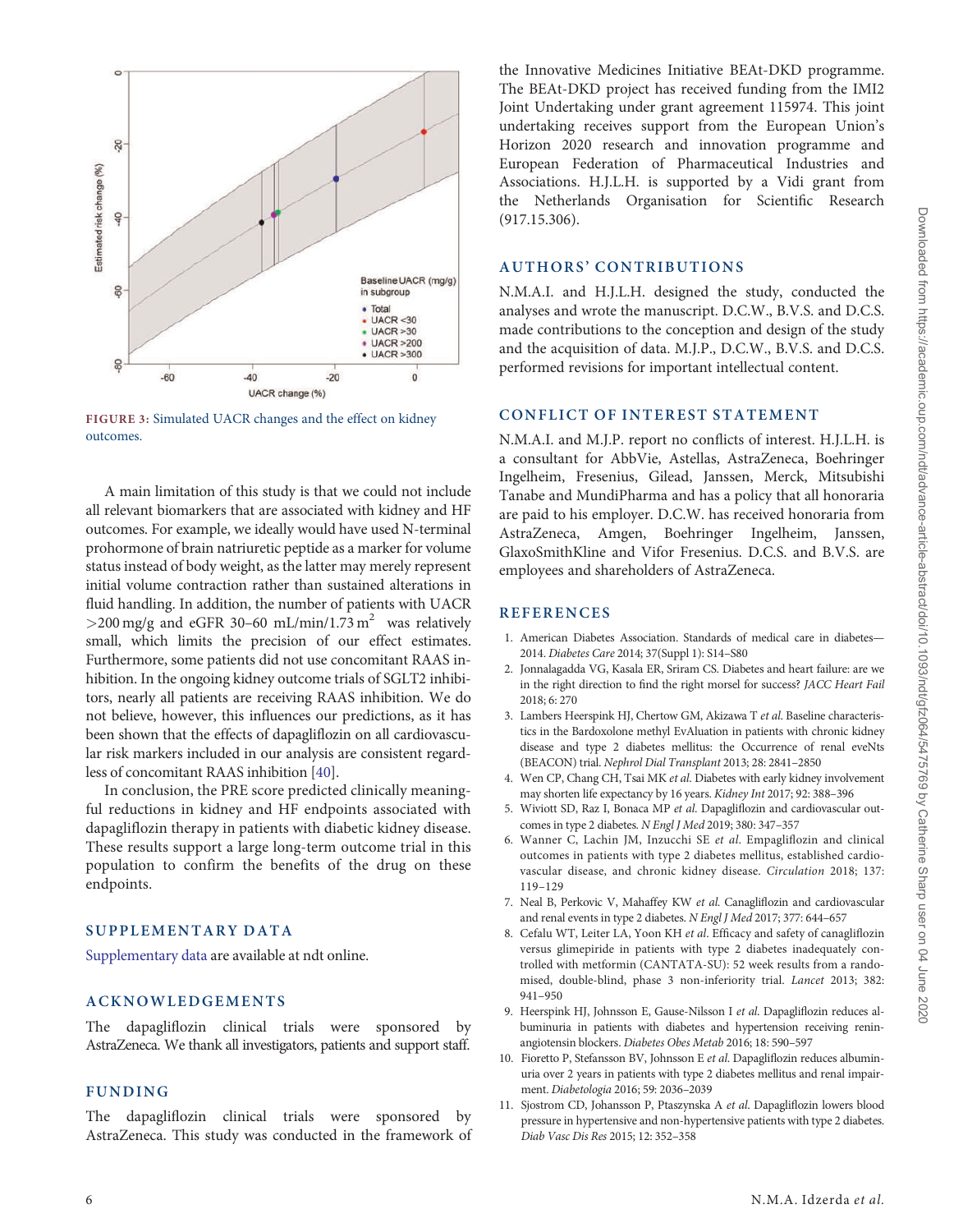FIGURE 3: Simulated UACR changes and the effect on kidney outcomes.

A main limitation of this study is that we could not include all relevant biomarkers that are associated with kidney and HF outcomes. For example, we ideally would have used N-terminal prohormone of brain natriuretic peptide as a marker for volume status instead of body weight, as the latter may merely represent initial volume contraction rather than sustained alterations in fluid handling. In addition, the number of patients with UACR >200 mg/g and eGFR 30–60 mL/min/1.73 $m^2$ was relatively small, which limits the precision of our effect estimates. Furthermore, some patients did not use concomitant RAAS inhibition. In the ongoing kidney outcome trials of SGLT2 inhibitors, nearly all patients are receiving RAAS inhibition. We do not believe, however, this influences our predictions, as it has been shown that the effects of dapagliflozin on all cardiovascular risk markers included in our analysis are consistent regardless of concomitant RAAS inhibition [40].

In conclusion, the PRE score predicted clinically meaningful reductions in kidney and HF endpoints associated with dapagliflozin therapy in patients with diabetic kidney disease. These results support a large long-term outcome trial in this population to confirm the benefits of the drug on these endpoints.

## SUPPLEMENTARY DATA

Supplementary data are available at ndt online.

## ACKNOWLEDGEMENTS

The dapagliflozin clinical trials were sponsored by AstraZeneca. We thank all investigators, patients and support staff.

## FUNDING

The dapagliflozin clinical trials were sponsored by AstraZeneca. This study was conducted in the framework of the Innovative Medicines Initiative BEAt-DKD programme. The BEAt-DKD project has received funding from the IMI2 Joint Undertaking under grant agreement 115974. This joint undertaking receives support from the European Union's Horizon 2020 research and innovation programme and European Federation of Pharmaceutical Industries and Associations. H.J.L.H. is supported by a Vidi grant from the Netherlands Organisation for Scientific Research (917.15.306).

## AUTHORS' CONTRIBUTIONS

N.M.A.I. and H.J.L.H. designed the study, conducted the analyses and wrote the manuscript. D.C.W., B.V.S. and D.C.S. made contributions to the conception and design of the study and the acquisition of data. M.J.P., D.C.W., B.V.S. and D.C.S. performed revisions for important intellectual content.

## CONFLICT OF INTEREST STATEMENT

N.M.A.I. and M.J.P. report no conflicts of interest. H.J.L.H. is a consultant for AbbVie, Astellas, AstraZeneca, Boehringer Ingelheim, Fresenius, Gilead, Janssen, Merck, Mitsubishi Tanabe and MundiPharma and has a policy that all honoraria are paid to his employer. D.C.W. has received honoraria from AstraZeneca, Amgen, Boehringer Ingelheim, Janssen, GlaxoSmithKline and Vifor Fresenius. D.C.S. and B.V.S. are employees and shareholders of AstraZeneca.

## REFERENCES

1. American Diabetes Association. Standards of medical care in diabetes—2014. *Diabetes Care* 2014; 37(Suppl 1): S14–S80
2. Jonnalagadda VG, Kasala ER, Sriram CS. Diabetes and heart failure: are we in the right direction to find the right morsel for success? *JACC Heart Fail* 2018; 6: 270
3. Lambers Heerspink HJ, Chertow GM, Akizawa T *et al*. Baseline characteristics in the Bardoxolone methyl EvAluation in patients with chronic kidney disease and type 2 diabetes mellitus: the Occurrence of renal eveNts (BEACON) trial. *Nephrol Dial Transplant* 2013; 28: 2841–2850
4. Wen CP, Chang CH, Tsai MK *et al*. Diabetes with early kidney involvement may shorten life expectancy by 16 years. *Kidney Int* 2017; 92: 388–396
5. Wiviott SD, Raz I, Bonaca MP *et al*. Dapagliflozin and cardiovascular outcomes in type 2 diabetes. *N Engl J Med* 2019; 380: 347–357
6. Wanner C, Lachin JM, Inzucchi SE *et al*. Empagliflozin and clinical outcomes in patients with type 2 diabetes mellitus, established cardiovascular disease, and chronic kidney disease. *Circulation* 2018; 137: 119–129
7. Neal B, Perkovic V, Mahaffey KW *et al*. Canagliflozin and cardiovascular and renal events in type 2 diabetes. *N Engl J Med* 2017; 377: 644–657
8. Cefalu WT, Leiter LA, Yoon KH *et al*. Efficacy and safety of canagliflozin versus glimepiride in patients with type 2 diabetes inadequately controlled with metformin (CANTATA-SU): 52 week results from a randomised, double-blind, phase 3 non-inferiority trial. *Lancet* 2013; 382: 941–950
9. Heerspink HJ, Johnsson E, Gause-Nilsson I *et al*. Dapagliflozin reduces albuminuria in patients with diabetes and hypertension receiving renin-angiotensin blockers. *Diabetes Obes Metab* 2016; 18: 590–597
10. Fioretto P, Stefansson BV, Johnsson E *et al*. Dapagliflozin reduces albuminuria over 2 years in patients with type 2 diabetes mellitus and renal impairment. *Diabetologia* 2016; 59: 2036–2039
11. Sjostrom CD, Johansson P, Ptaszynska A *et al*. Dapagliflozin lowers blood pressure in hypertensive and non-hypertensive patients with type 2 diabetes. *Diab Vasc Dis Res* 2015; 12: 352–358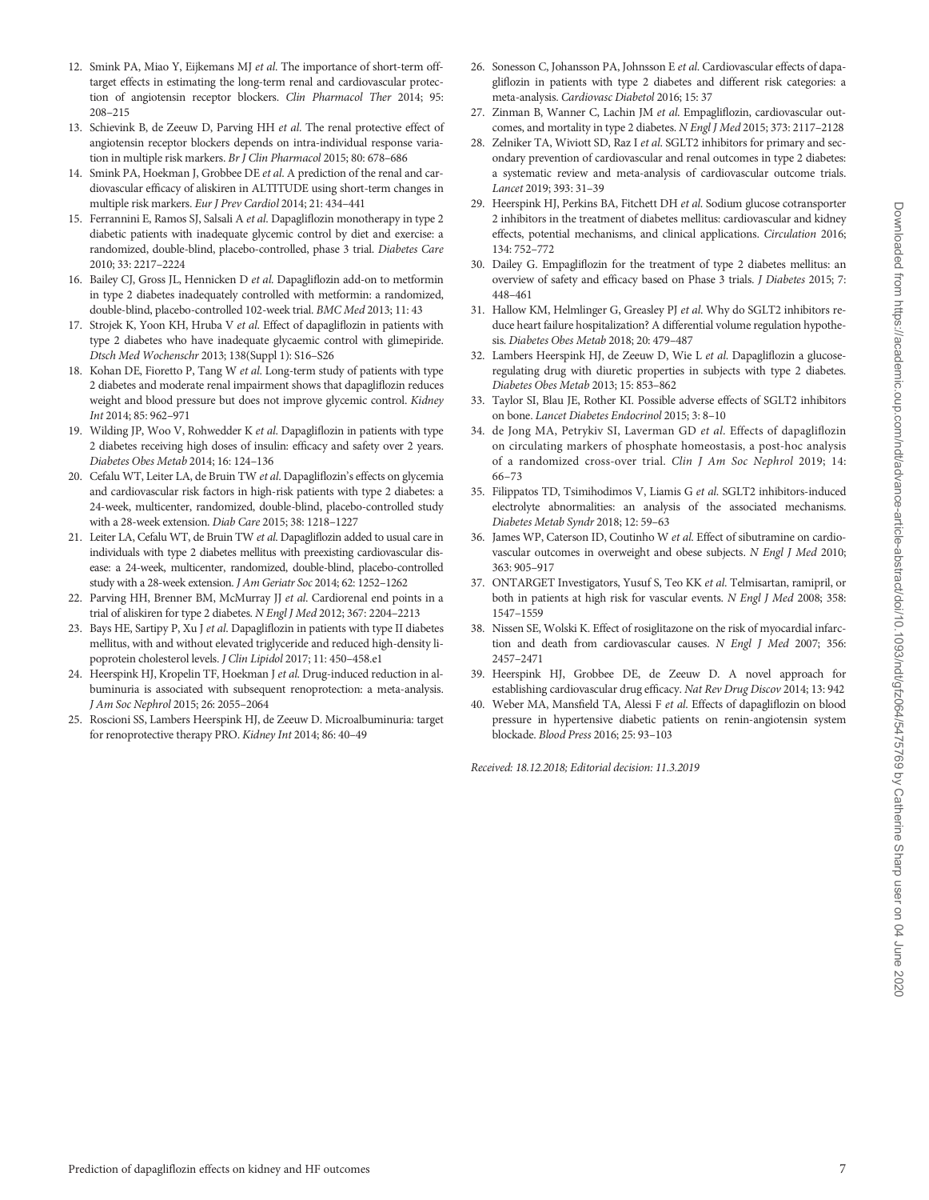12. Smink PA, Miao Y, Eijkemans MJ *et al*. The importance of short-term off-target effects in estimating the long-term renal and cardiovascular protection of angiotensin receptor blockers. *Clin Pharmacol Ther* 2014; 95: 208–215
13. Schievink B, de Zeeuw D, Parving HH *et al*. The renal protective effect of angiotensin receptor blockers depends on intra-individual response variation in multiple risk markers. *Br J Clin Pharmacol* 2015; 80: 678–686
14. Smink PA, Hoekman J, Grobbee DE *et al*. A prediction of the renal and cardiovascular efficacy of aliskiren in ALTITUDE using short-term changes in multiple risk markers. *Eur J Prev Cardiol* 2014; 21: 434–441
15. Ferrannini E, Ramos SJ, Salsali A *et al*. Dapagliflozin monotherapy in type 2 diabetic patients with inadequate glycemic control by diet and exercise: a randomized, double-blind, placebo-controlled, phase 3 trial. *Diabetes Care* 2010; 33: 2217–2224
16. Bailey CJ, Gross JL, Hennicken D *et al*. Dapagliflozin add-on to metformin in type 2 diabetes inadequately controlled with metformin: a randomized, double-blind, placebo-controlled 102-week trial. *BMC Med* 2013; 11: 43
17. Strojek K, Yoon KH, Hruba V *et al*. Effect of dapagliflozin in patients with type 2 diabetes who have inadequate glycaemic control with glimepiride. *Dtsch Med Wochenschr* 2013; 138(Suppl 1): S16–S26
18. Kohan DE, Fioretto P, Tang W *et al*. Long-term study of patients with type 2 diabetes and moderate renal impairment shows that dapagliflozin reduces weight and blood pressure but does not improve glycemic control. *Kidney Int* 2014; 85: 962–971
19. Wilding JP, Woo V, Rohwedder K *et al*. Dapagliflozin in patients with type 2 diabetes receiving high doses of insulin: efficacy and safety over 2 years. *Diabetes Obes Metab* 2014; 16: 124–136
20. Cefalu WT, Leiter LA, de Bruin TW *et al*. Dapagliflozin's effects on glycemia and cardiovascular risk factors in high-risk patients with type 2 diabetes: a 24-week, multicenter, randomized, double-blind, placebo-controlled study with a 28-week extension. *Diab Care* 2015; 38: 1218–1227
21. Leiter LA, Cefalu WT, de Bruin TW *et al*. Dapagliflozin added to usual care in individuals with type 2 diabetes mellitus with preexisting cardiovascular disease: a 24-week, multicenter, randomized, double-blind, placebo-controlled study with a 28-week extension. *J Am Geriatr Soc* 2014; 62: 1252–1262
22. Parving HH, Brenner BM, McMurray JJ *et al*. Cardiorenal end points in a trial of aliskiren for type 2 diabetes. *N Engl J Med* 2012; 367: 2204–2213
23. Bays HE, Sartipy P, Xu J *et al*. Dapagliflozin in patients with type II diabetes mellitus, with and without elevated triglyceride and reduced high-density lipoprotein cholesterol levels. *J Clin Lipidol* 2017; 11: 450–458.e1
24. Heerspink HJ, Kropelin TF, Hoekman J *et al*. Drug-induced reduction in albuminuria is associated with subsequent renoprotection: a meta-analysis. *J Am Soc Nephrol* 2015; 26: 2055–2064
25. Roscioni SS, Lambers Heerspink HJ, de Zeeuw D. Microalbuminuria: target for renoprotective therapy PRO. *Kidney Int* 2014; 86: 40–49
26. Sonesson C, Johansson PA, Johnsson E *et al*. Cardiovascular effects of dapagliflozin in patients with type 2 diabetes and different risk categories: a meta-analysis. *Cardiovasc Diabetol* 2016; 15: 37
27. Zinman B, Wanner C, Lachin JM *et al*. Empagliflozin, cardiovascular outcomes, and mortality in type 2 diabetes. *N Engl J Med* 2015; 373: 2117–2128
28. Zelniker TA, Wiviott SD, Raz I *et al*. SGLT2 inhibitors for primary and secondary prevention of cardiovascular and renal outcomes in type 2 diabetes: a systematic review and meta-analysis of cardiovascular outcome trials. *Lancet* 2019; 393: 31–39
29. Heerspink HJ, Perkins BA, Fitchett DH *et al*. Sodium glucose cotransporter 2 inhibitors in the treatment of diabetes mellitus: cardiovascular and kidney effects, potential mechanisms, and clinical applications. *Circulation* 2016; 134: 752–772
30. Dailey G. Empagliflozin for the treatment of type 2 diabetes mellitus: an overview of safety and efficacy based on Phase 3 trials. *J Diabetes* 2015; 7: 448–461
31. Hallow KM, Helmlinger G, Greasley PJ *et al*. Why do SGLT2 inhibitors reduce heart failure hospitalization? A differential volume regulation hypothesis. *Diabetes Obes Metab* 2018; 20: 479–487
32. Lambers Heerspink HJ, de Zeeuw D, Wie L *et al*. Dapagliflozin a glucose-regulating drug with diuretic properties in subjects with type 2 diabetes. *Diabetes Obes Metab* 2013; 15: 853–862
33. Taylor SI, Blau JE, Rother KI. Possible adverse effects of SGLT2 inhibitors on bone. *Lancet Diabetes Endocrinol* 2015; 3: 8–10
34. de Jong MA, Petrykiv SI, Laverman GD *et al*. Effects of dapagliflozin on circulating markers of phosphate homeostasis, a post-hoc analysis of a randomized cross-over trial. *Clin J Am Soc Nephrol* 2019; 14: 66–73
35. Filippatos TD, Tsimihodimos V, Liamis G *et al*. SGLT2 inhibitors-induced electrolyte abnormalities: an analysis of the associated mechanisms. *Diabetes Metab Syndr* 2018; 12: 59–63
36. James WP, Caterson ID, Coutinho W *et al*. Effect of sibutramine on cardiovascular outcomes in overweight and obese subjects. *N Engl J Med* 2010; 363: 905–917
37. ONTARGET Investigators, Yusuf S, Teo KK *et al*. Telmisartan, ramipril, or both in patients at high risk for vascular events. *N Engl J Med* 2008; 358: 1547–1559
38. Nissen SE, Wolski K. Effect of rosiglitazone on the risk of myocardial infarction and death from cardiovascular causes. *N Engl J Med* 2007; 356: 2457–2471
39. Heerspink HJ, Grobbee DE, de Zeeuw D. A novel approach for establishing cardiovascular drug efficacy. *Nat Rev Drug Discov* 2014; 13: 942
40. Weber MA, Mansfield TA, Alessi F *et al*. Effects of dapagliflozin on blood pressure in hypertensive diabetic patients on renin-angiotensin system blockade. *Blood Press* 2016; 25: 93–103

*Received: 18.12.2018; Editorial decision: 11.3.2019*